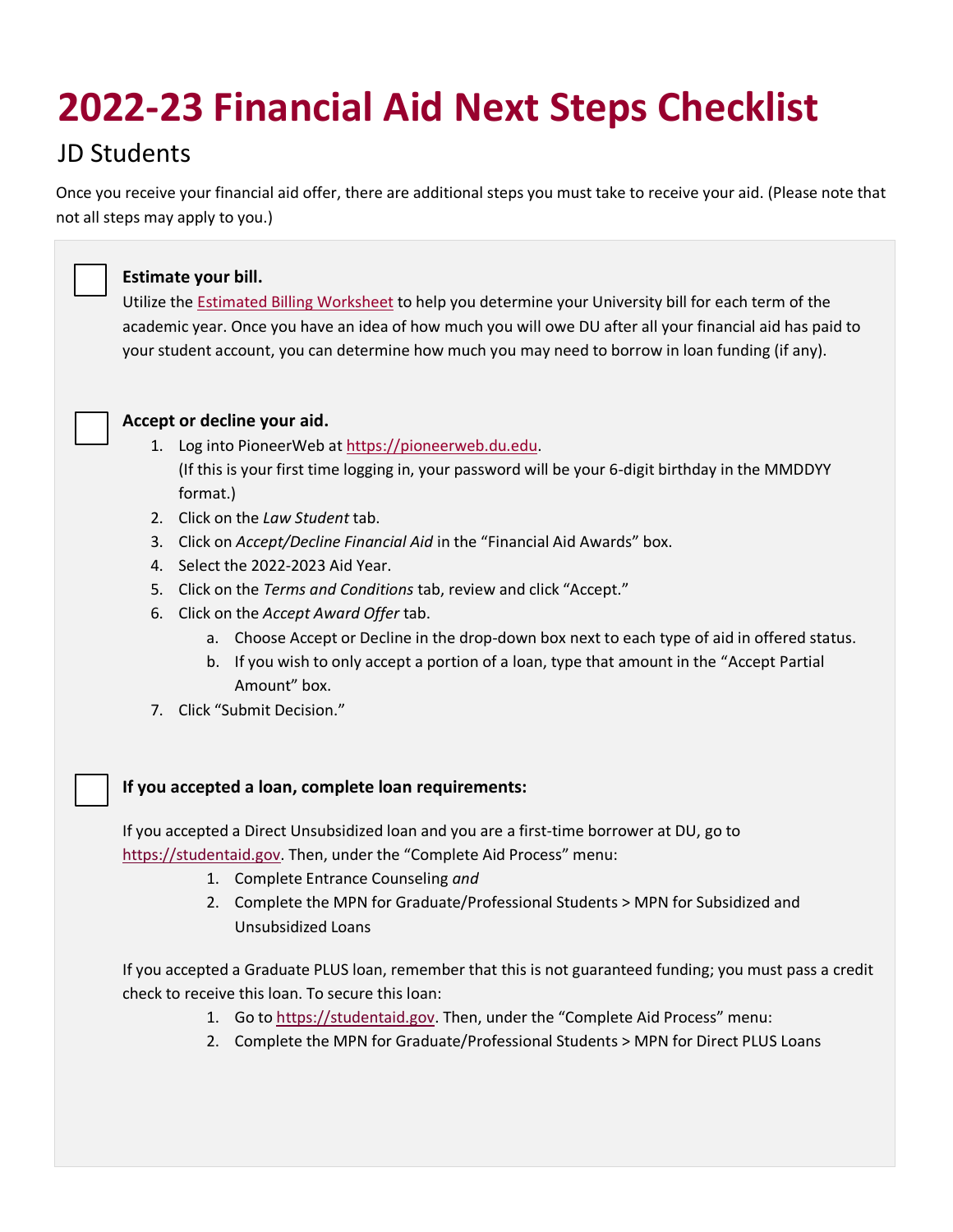# 2022-23 Financial Aid Next Steps Checklist

## JD Students

Once you receive your financial aid offer, there are additional steps you must take to receive your aid. (Please note that not all steps may apply to you.)

- [ ] **Estimate your bill.**
  Utilize the Estimated Billing Worksheet to help you determine your University bill for each term of the academic year. Once you have an idea of how much you will owe DU after all your financial aid has paid to your student account, you can determine how much you may need to borrow in loan funding (if any).

- [ ] **Accept or decline your aid.**
  1. Log into PioneerWeb at https://pioneerweb.du.edu.
     (If this is your first time logging in, your password will be your 6-digit birthday in the MMDDYY format.)
  2. Click on the *Law Student* tab.
  3. Click on *Accept/Decline Financial Aid* in the "Financial Aid Awards" box.
  4. Select the 2022-2023 Aid Year.
  5. Click on the *Terms and Conditions* tab, review and click "Accept."
  6. Click on the *Accept Award Offer* tab.
     a. Choose Accept or Decline in the drop-down box next to each type of aid in offered status.
     b. If you wish to only accept a portion of a loan, type that amount in the "Accept Partial Amount" box.
  7. Click "Submit Decision."

- [ ] **If you accepted a loan, complete loan requirements:**

  If you accepted a Direct Unsubsidized loan and you are a first-time borrower at DU, go to https://studentaid.gov. Then, under the "Complete Aid Process" menu:
  1. Complete Entrance Counseling *and*
  2. Complete the MPN for Graduate/Professional Students > MPN for Subsidized and Unsubsidized Loans

  If you accepted a Graduate PLUS loan, remember that this is not guaranteed funding; you must pass a credit check to receive this loan. To secure this loan:
  1. Go to https://studentaid.gov. Then, under the "Complete Aid Process" menu:
  2. Complete the MPN for Graduate/Professional Students > MPN for Direct PLUS Loans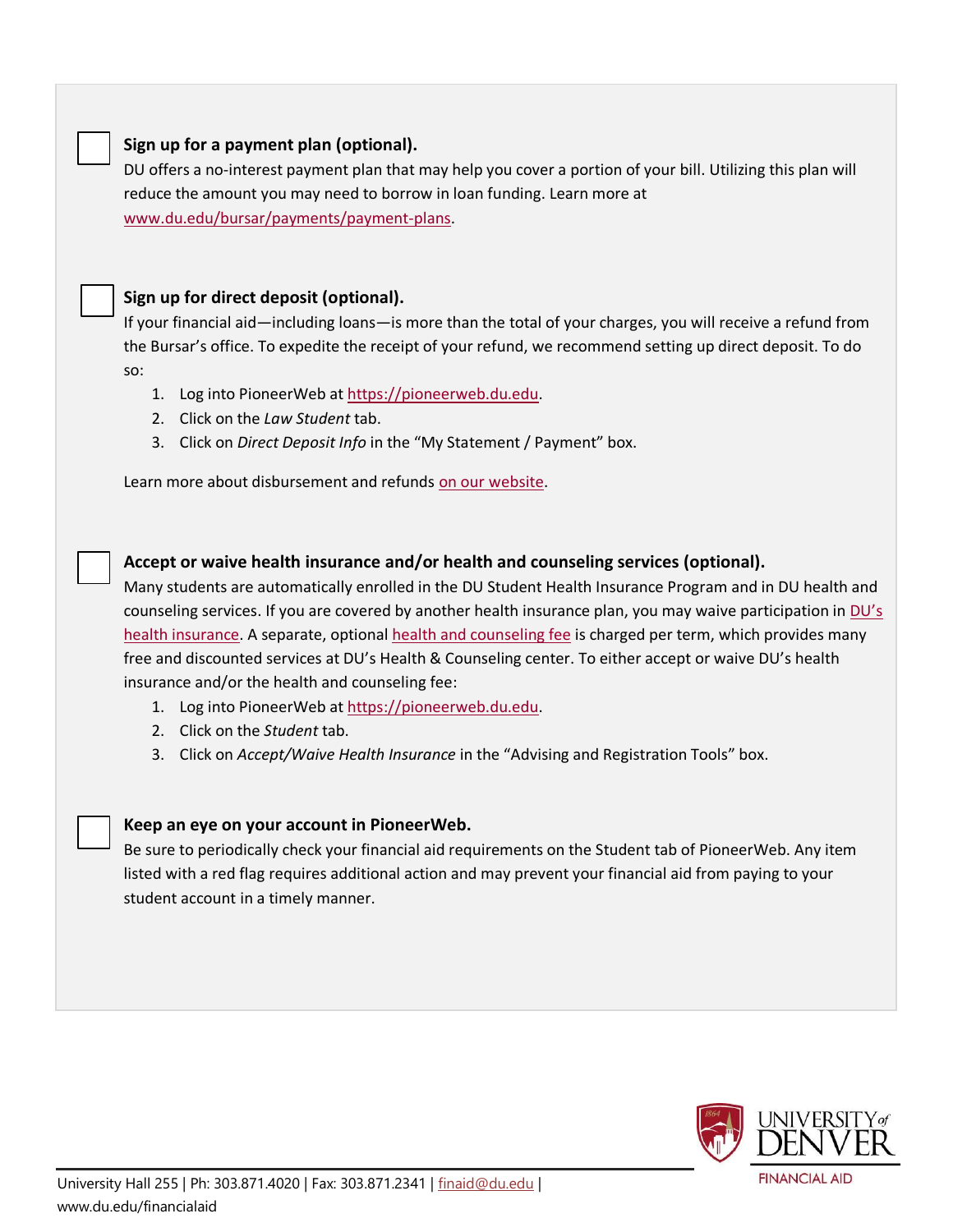- [ ] **Sign up for a payment plan (optional).**

DU offers a no-interest payment plan that may help you cover a portion of your bill. Utilizing this plan will reduce the amount you may need to borrow in loan funding. Learn more at www.du.edu/bursar/payments/payment-plans.

- [ ] **Sign up for direct deposit (optional).**

If your financial aid—including loans—is more than the total of your charges, you will receive a refund from the Bursar's office. To expedite the receipt of your refund, we recommend setting up direct deposit. To do so:

1. Log into PioneerWeb at https://pioneerweb.du.edu.
2. Click on the *Law Student* tab.
3. Click on *Direct Deposit Info* in the "My Statement / Payment" box.

Learn more about disbursement and refunds on our website.

- [ ] **Accept or waive health insurance and/or health and counseling services (optional).**

Many students are automatically enrolled in the DU Student Health Insurance Program and in DU health and counseling services. If you are covered by another health insurance plan, you may waive participation in DU's health insurance. A separate, optional health and counseling fee is charged per term, which provides many free and discounted services at DU's Health & Counseling center. To either accept or waive DU's health insurance and/or the health and counseling fee:

1. Log into PioneerWeb at https://pioneerweb.du.edu.
2. Click on the *Student* tab.
3. Click on *Accept/Waive Health Insurance* in the "Advising and Registration Tools" box.

- [ ] **Keep an eye on your account in PioneerWeb.**

Be sure to periodically check your financial aid requirements on the Student tab of PioneerWeb. Any item listed with a red flag requires additional action and may prevent your financial aid from paying to your student account in a timely manner.

University Hall 255 | Ph: 303.871.4020 | Fax: 303.871.2341 | finaid@du.edu | www.du.edu/financialaid

UNIVERSITY of DENVER
FINANCIAL AID